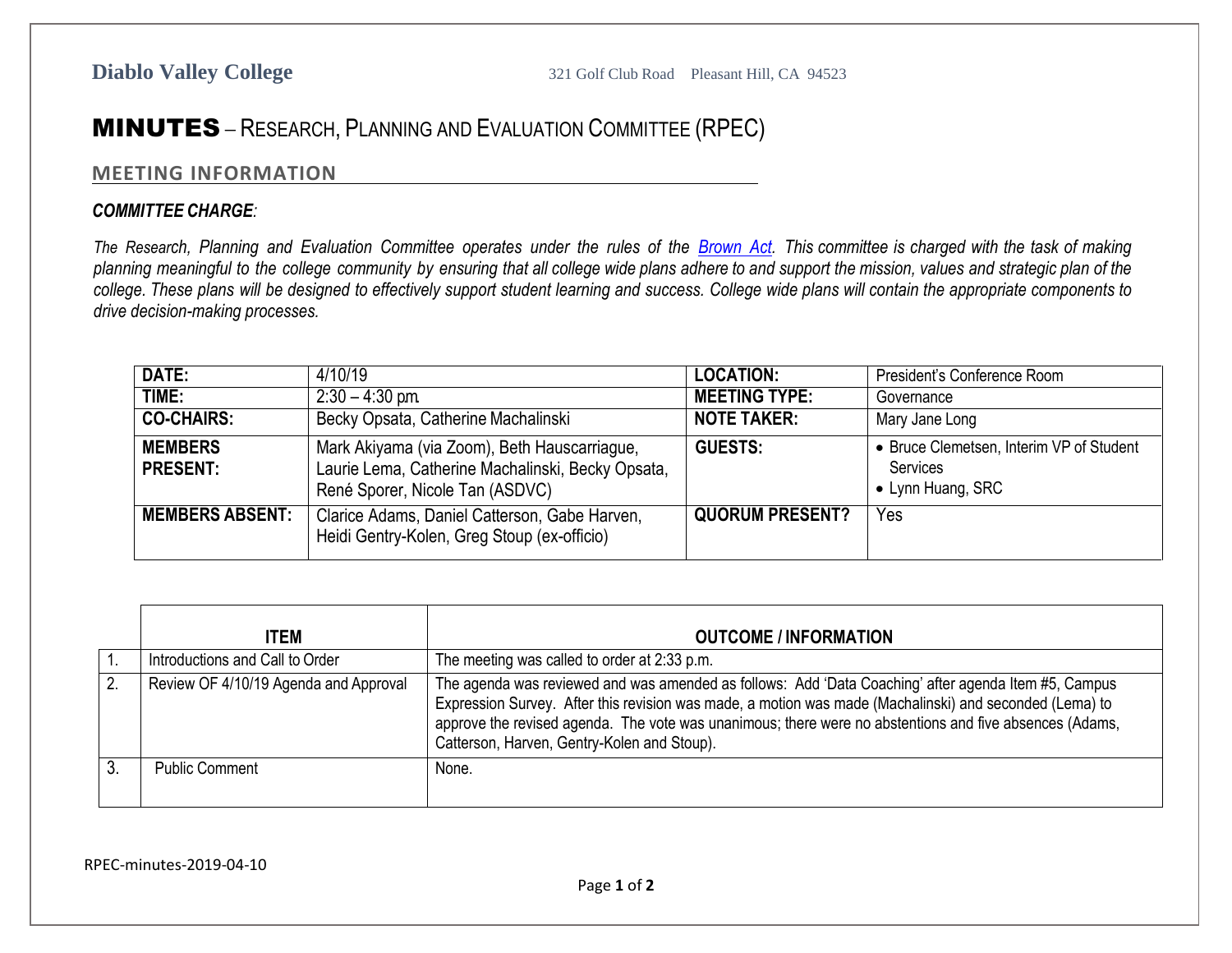**Diablo Valley College** 321 Golf Club Road Pleasant Hill, CA 94523

# MINUTES – Research, Planning and Evaluation Committee (RPEC)

## MEETING INFORMATION

***COMMITTEE CHARGE:***

*The Research, Planning and Evaluation Committee operates under the rules of the Brown Act. This committee is charged with the task of making planning meaningful to the college community by ensuring that all college wide plans adhere to and support the mission, values and strategic plan of the college. These plans will be designed to effectively support student learning and success. College wide plans will contain the appropriate components to drive decision-making processes.*

| | | | |
|---|---|---|---|
| **DATE:** | 4/10/19 | **LOCATION:** | President's Conference Room |
| **TIME:** | 2:30 – 4:30 pm. | **MEETING TYPE:** | Governance |
| **CO-CHAIRS:** | Becky Opsata, Catherine Machalinski | **NOTE TAKER:** | Mary Jane Long |
| **MEMBERS PRESENT:** | Mark Akiyama (via Zoom), Beth Hauscarriague, Laurie Lema, Catherine Machalinski, Becky Opsata, René Sporer, Nicole Tan (ASDVC) | **GUESTS:** | • Bruce Clemetsen, Interim VP of Student Services<br>• Lynn Huang, SRC |
| **MEMBERS ABSENT:** | Clarice Adams, Daniel Catterson, Gabe Harven, Heidi Gentry-Kolen, Greg Stoup (ex-officio) | **QUORUM PRESENT?** | Yes |

| | ITEM | OUTCOME / INFORMATION |
|---|---|---|
| 1. | Introductions and Call to Order | The meeting was called to order at 2:33 p.m. |
| 2. | Review OF 4/10/19 Agenda and Approval | The agenda was reviewed and was amended as follows: Add 'Data Coaching' after agenda Item #5, Campus Expression Survey. After this revision was made, a motion was made (Machalinski) and seconded (Lema) to approve the revised agenda. The vote was unanimous; there were no abstentions and five absences (Adams, Catterson, Harven, Gentry-Kolen and Stoup). |
| 3. | Public Comment | None. |

RPEC-minutes-2019-04-10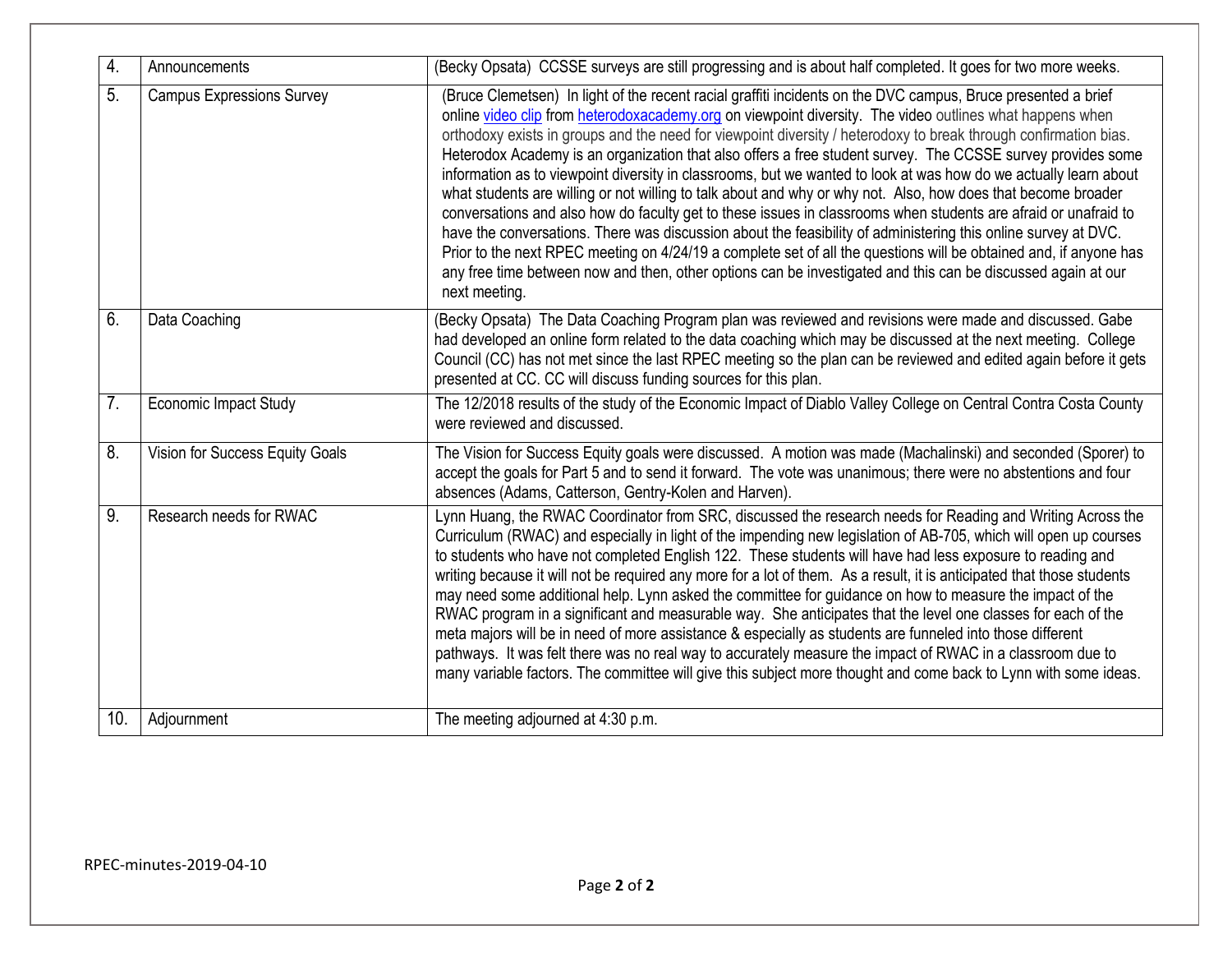| | | |
|---|---|---|
| 4. | Announcements | (Becky Opsata) CCSSE surveys are still progressing and is about half completed. It goes for two more weeks. |
| 5. | Campus Expressions Survey | (Bruce Clemetsen) In light of the recent racial graffiti incidents on the DVC campus, Bruce presented a brief online video clip from heterodoxacademy.org on viewpoint diversity. The video outlines what happens when orthodoxy exists in groups and the need for viewpoint diversity / heterodoxy to break through confirmation bias. Heterodox Academy is an organization that also offers a free student survey. The CCSSE survey provides some information as to viewpoint diversity in classrooms, but we wanted to look at was how do we actually learn about what students are willing or not willing to talk about and why or why not. Also, how does that become broader conversations and also how do faculty get to these issues in classrooms when students are afraid or unafraid to have the conversations. There was discussion about the feasibility of administering this online survey at DVC. Prior to the next RPEC meeting on 4/24/19 a complete set of all the questions will be obtained and, if anyone has any free time between now and then, other options can be investigated and this can be discussed again at our next meeting. |
| 6. | Data Coaching | (Becky Opsata) The Data Coaching Program plan was reviewed and revisions were made and discussed. Gabe had developed an online form related to the data coaching which may be discussed at the next meeting. College Council (CC) has not met since the last RPEC meeting so the plan can be reviewed and edited again before it gets presented at CC. CC will discuss funding sources for this plan. |
| 7. | Economic Impact Study | The 12/2018 results of the study of the Economic Impact of Diablo Valley College on Central Contra Costa County were reviewed and discussed. |
| 8. | Vision for Success Equity Goals | The Vision for Success Equity goals were discussed. A motion was made (Machalinski) and seconded (Sporer) to accept the goals for Part 5 and to send it forward. The vote was unanimous; there were no abstentions and four absences (Adams, Catterson, Gentry-Kolen and Harven). |
| 9. | Research needs for RWAC | Lynn Huang, the RWAC Coordinator from SRC, discussed the research needs for Reading and Writing Across the Curriculum (RWAC) and especially in light of the impending new legislation of AB-705, which will open up courses to students who have not completed English 122. These students will have had less exposure to reading and writing because it will not be required any more for a lot of them. As a result, it is anticipated that those students may need some additional help. Lynn asked the committee for guidance on how to measure the impact of the RWAC program in a significant and measurable way. She anticipates that the level one classes for each of the meta majors will be in need of more assistance & especially as students are funneled into those different pathways. It was felt there was no real way to accurately measure the impact of RWAC in a classroom due to many variable factors. The committee will give this subject more thought and come back to Lynn with some ideas. |
| 10. | Adjournment | The meeting adjourned at 4:30 p.m. |

RPEC-minutes-2019-04-10